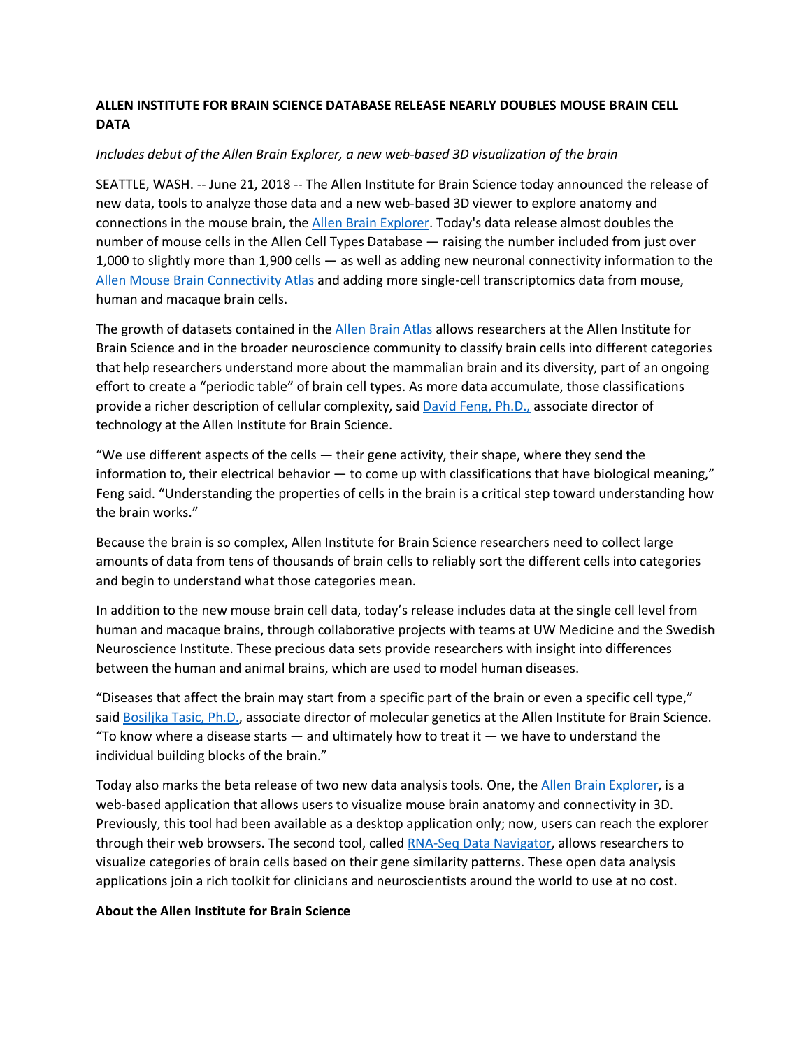## ALLEN INSTITUTE FOR BRAIN SCIENCE DATABASE RELEASE NEARLY DOUBLES MOUSE BRAIN CELL DATA

*Includes debut of the Allen Brain Explorer, a new web-based 3D visualization of the brain*

SEATTLE, WASH. -- June 21, 2018 -- The Allen Institute for Brain Science today announced the release of new data, tools to analyze those data and a new web-based 3D viewer to explore anatomy and connections in the mouse brain, the Allen Brain Explorer. Today's data release almost doubles the number of mouse cells in the Allen Cell Types Database — raising the number included from just over 1,000 to slightly more than 1,900 cells — as well as adding new neuronal connectivity information to the Allen Mouse Brain Connectivity Atlas and adding more single-cell transcriptomics data from mouse, human and macaque brain cells.

The growth of datasets contained in the Allen Brain Atlas allows researchers at the Allen Institute for Brain Science and in the broader neuroscience community to classify brain cells into different categories that help researchers understand more about the mammalian brain and its diversity, part of an ongoing effort to create a "periodic table" of brain cell types. As more data accumulate, those classifications provide a richer description of cellular complexity, said David Feng, Ph.D., associate director of technology at the Allen Institute for Brain Science.

"We use different aspects of the cells — their gene activity, their shape, where they send the information to, their electrical behavior — to come up with classifications that have biological meaning," Feng said. "Understanding the properties of cells in the brain is a critical step toward understanding how the brain works."

Because the brain is so complex, Allen Institute for Brain Science researchers need to collect large amounts of data from tens of thousands of brain cells to reliably sort the different cells into categories and begin to understand what those categories mean.

In addition to the new mouse brain cell data, today's release includes data at the single cell level from human and macaque brains, through collaborative projects with teams at UW Medicine and the Swedish Neuroscience Institute. These precious data sets provide researchers with insight into differences between the human and animal brains, which are used to model human diseases.

"Diseases that affect the brain may start from a specific part of the brain or even a specific cell type," said Bosiljka Tasic, Ph.D., associate director of molecular genetics at the Allen Institute for Brain Science. "To know where a disease starts — and ultimately how to treat it — we have to understand the individual building blocks of the brain."

Today also marks the beta release of two new data analysis tools. One, the Allen Brain Explorer, is a web-based application that allows users to visualize mouse brain anatomy and connectivity in 3D. Previously, this tool had been available as a desktop application only; now, users can reach the explorer through their web browsers. The second tool, called RNA-Seq Data Navigator, allows researchers to visualize categories of brain cells based on their gene similarity patterns. These open data analysis applications join a rich toolkit for clinicians and neuroscientists around the world to use at no cost.

**About the Allen Institute for Brain Science**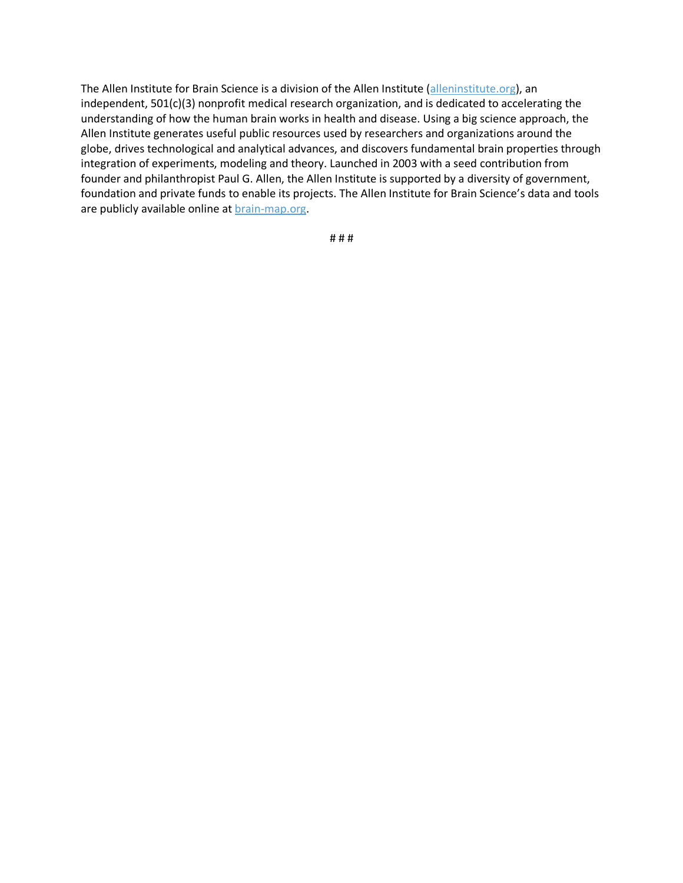The Allen Institute for Brain Science is a division of the Allen Institute ([alleninstitute.org](http://alleninstitute.org)), an independent, 501(c)(3) nonprofit medical research organization, and is dedicated to accelerating the understanding of how the human brain works in health and disease. Using a big science approach, the Allen Institute generates useful public resources used by researchers and organizations around the globe, drives technological and analytical advances, and discovers fundamental brain properties through integration of experiments, modeling and theory. Launched in 2003 with a seed contribution from founder and philanthropist Paul G. Allen, the Allen Institute is supported by a diversity of government, foundation and private funds to enable its projects. The Allen Institute for Brain Science's data and tools are publicly available online at [brain-map.org](http://brain-map.org).

# # #